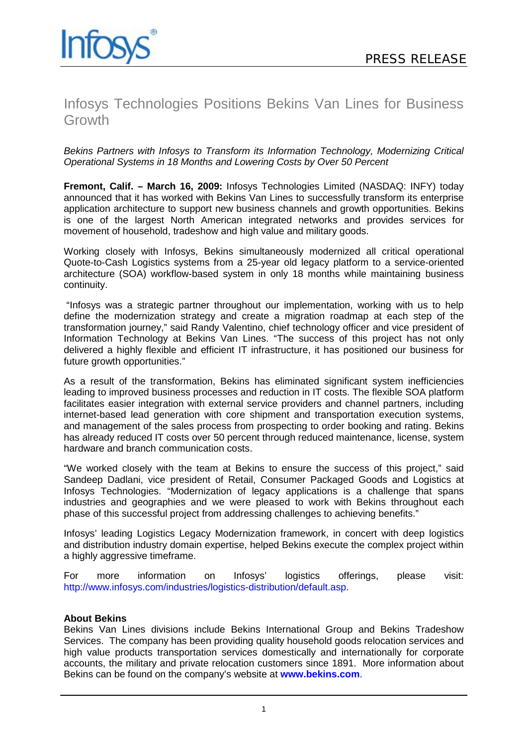PRESS RELEASE

# Infosys Technologies Positions Bekins Van Lines for Business Growth

*Bekins Partners with Infosys to Transform its Information Technology, Modernizing Critical Operational Systems in 18 Months and Lowering Costs by Over 50 Percent*

**Fremont, Calif. – March 16, 2009:** Infosys Technologies Limited (NASDAQ: INFY) today announced that it has worked with Bekins Van Lines to successfully transform its enterprise application architecture to support new business channels and growth opportunities. Bekins is one of the largest North American integrated networks and provides services for movement of household, tradeshow and high value and military goods.

Working closely with Infosys, Bekins simultaneously modernized all critical operational Quote-to-Cash Logistics systems from a 25-year old legacy platform to a service-oriented architecture (SOA) workflow-based system in only 18 months while maintaining business continuity.

"Infosys was a strategic partner throughout our implementation, working with us to help define the modernization strategy and create a migration roadmap at each step of the transformation journey," said Randy Valentino, chief technology officer and vice president of Information Technology at Bekins Van Lines. "The success of this project has not only delivered a highly flexible and efficient IT infrastructure, it has positioned our business for future growth opportunities."

As a result of the transformation, Bekins has eliminated significant system inefficiencies leading to improved business processes and reduction in IT costs. The flexible SOA platform facilitates easier integration with external service providers and channel partners, including internet-based lead generation with core shipment and transportation execution systems, and management of the sales process from prospecting to order booking and rating. Bekins has already reduced IT costs over 50 percent through reduced maintenance, license, system hardware and branch communication costs.

"We worked closely with the team at Bekins to ensure the success of this project," said Sandeep Dadlani, vice president of Retail, Consumer Packaged Goods and Logistics at Infosys Technologies. "Modernization of legacy applications is a challenge that spans industries and geographies and we were pleased to work with Bekins throughout each phase of this successful project from addressing challenges to achieving benefits."

Infosys' leading Logistics Legacy Modernization framework, in concert with deep logistics and distribution industry domain expertise, helped Bekins execute the complex project within a highly aggressive timeframe.

For more information on Infosys' logistics offerings, please visit: http://www.infosys.com/industries/logistics-distribution/default.asp.

**About Bekins**

Bekins Van Lines divisions include Bekins International Group and Bekins Tradeshow Services. The company has been providing quality household goods relocation services and high value products transportation services domestically and internationally for corporate accounts, the military and private relocation customers since 1891. More information about Bekins can be found on the company's website at **www.bekins.com**.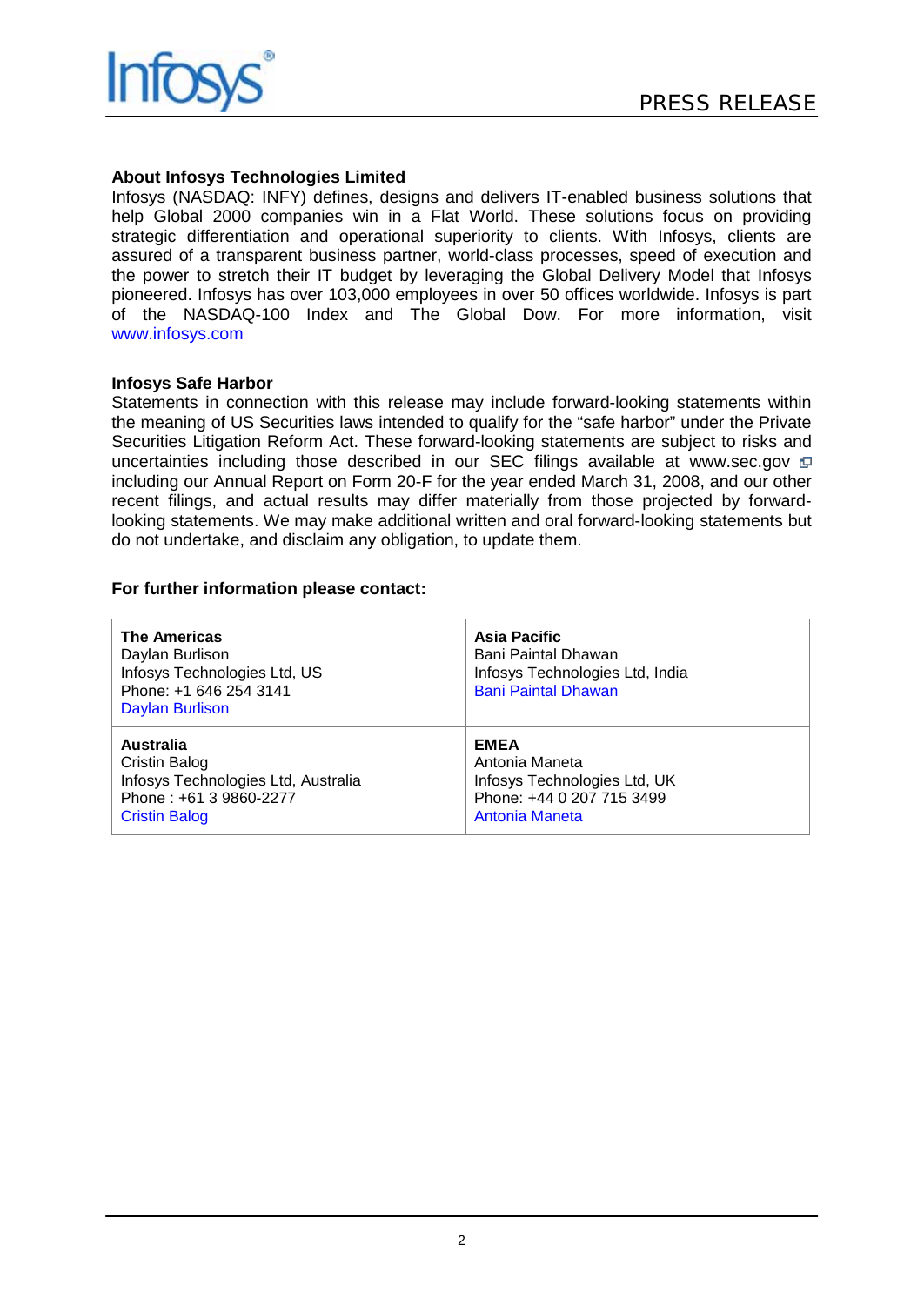### About Infosys Technologies Limited

Infosys (NASDAQ: INFY) defines, designs and delivers IT-enabled business solutions that help Global 2000 companies win in a Flat World. These solutions focus on providing strategic differentiation and operational superiority to clients. With Infosys, clients are assured of a transparent business partner, world-class processes, speed of execution and the power to stretch their IT budget by leveraging the Global Delivery Model that Infosys pioneered. Infosys has over 103,000 employees in over 50 offices worldwide. Infosys is part of the NASDAQ-100 Index and The Global Dow. For more information, visit www.infosys.com

### Infosys Safe Harbor

Statements in connection with this release may include forward-looking statements within the meaning of US Securities laws intended to qualify for the "safe harbor" under the Private Securities Litigation Reform Act. These forward-looking statements are subject to risks and uncertainties including those described in our SEC filings available at www.sec.gov including our Annual Report on Form 20-F for the year ended March 31, 2008, and our other recent filings, and actual results may differ materially from those projected by forward-looking statements. We may make additional written and oral forward-looking statements but do not undertake, and disclaim any obligation, to update them.

**For further information please contact:**

| | |
|---|---|
| **The Americas**<br>Daylan Burlison<br>Infosys Technologies Ltd, US<br>Phone: +1 646 254 3141<br>Daylan Burlison | **Asia Pacific**<br>Bani Paintal Dhawan<br>Infosys Technologies Ltd, India<br>Bani Paintal Dhawan |
| **Australia**<br>Cristin Balog<br>Infosys Technologies Ltd, Australia<br>Phone : +61 3 9860-2277<br>Cristin Balog | **EMEA**<br>Antonia Maneta<br>Infosys Technologies Ltd, UK<br>Phone: +44 0 207 715 3499<br>Antonia Maneta |